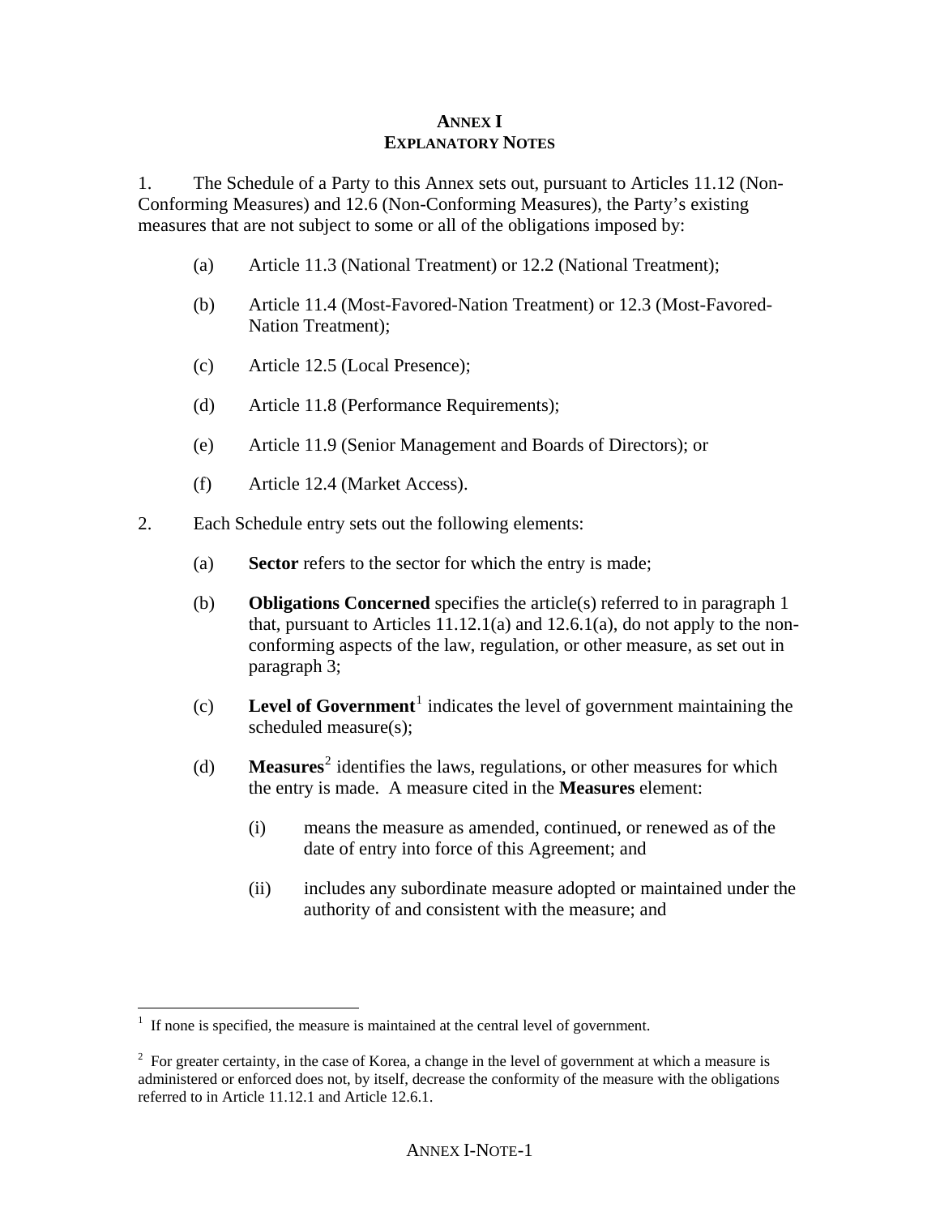# ANNEX I
## EXPLANATORY NOTES

1. The Schedule of a Party to this Annex sets out, pursuant to Articles 11.12 (Non-Conforming Measures) and 12.6 (Non-Conforming Measures), the Party's existing measures that are not subject to some or all of the obligations imposed by:

   (a) Article 11.3 (National Treatment) or 12.2 (National Treatment);

   (b) Article 11.4 (Most-Favored-Nation Treatment) or 12.3 (Most-Favored-Nation Treatment);

   (c) Article 12.5 (Local Presence);

   (d) Article 11.8 (Performance Requirements);

   (e) Article 11.9 (Senior Management and Boards of Directors); or

   (f) Article 12.4 (Market Access).

2. Each Schedule entry sets out the following elements:

   (a) **Sector** refers to the sector for which the entry is made;

   (b) **Obligations Concerned** specifies the article(s) referred to in paragraph 1 that, pursuant to Articles 11.12.1(a) and 12.6.1(a), do not apply to the non-conforming aspects of the law, regulation, or other measure, as set out in paragraph 3;

   (c) **Level of Government**[1] indicates the level of government maintaining the scheduled measure(s);

   (d) **Measures**[2] identifies the laws, regulations, or other measures for which the entry is made. A measure cited in the **Measures** element:

      (i) means the measure as amended, continued, or renewed as of the date of entry into force of this Agreement; and

      (ii) includes any subordinate measure adopted or maintained under the authority of and consistent with the measure; and

---

[1] If none is specified, the measure is maintained at the central level of government.

[2] For greater certainty, in the case of Korea, a change in the level of government at which a measure is administered or enforced does not, by itself, decrease the conformity of the measure with the obligations referred to in Article 11.12.1 and Article 12.6.1.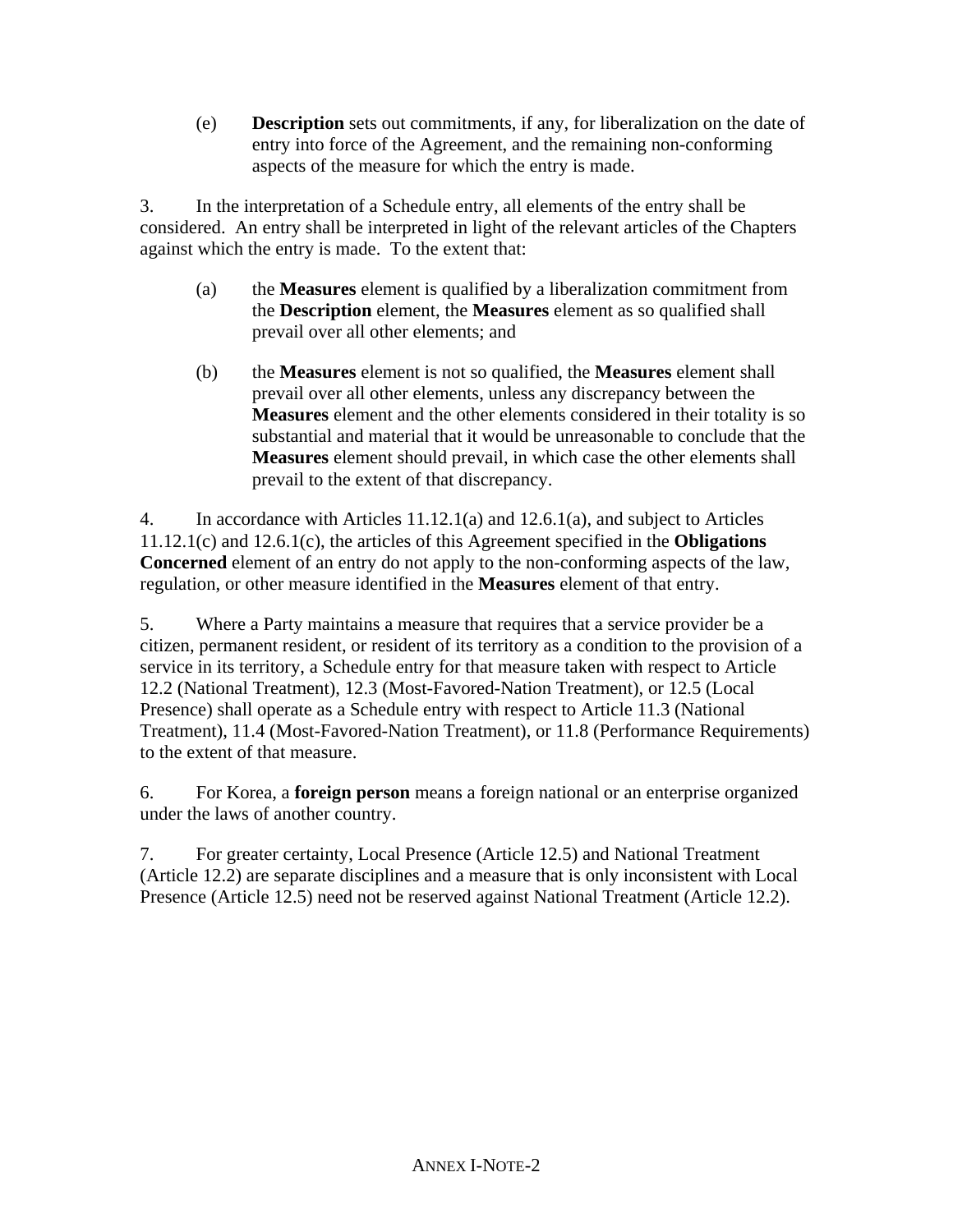(e) **Description** sets out commitments, if any, for liberalization on the date of entry into force of the Agreement, and the remaining non-conforming aspects of the measure for which the entry is made.

3. In the interpretation of a Schedule entry, all elements of the entry shall be considered. An entry shall be interpreted in light of the relevant articles of the Chapters against which the entry is made. To the extent that:

(a) the **Measures** element is qualified by a liberalization commitment from the **Description** element, the **Measures** element as so qualified shall prevail over all other elements; and

(b) the **Measures** element is not so qualified, the **Measures** element shall prevail over all other elements, unless any discrepancy between the **Measures** element and the other elements considered in their totality is so substantial and material that it would be unreasonable to conclude that the **Measures** element should prevail, in which case the other elements shall prevail to the extent of that discrepancy.

4. In accordance with Articles 11.12.1(a) and 12.6.1(a), and subject to Articles 11.12.1(c) and 12.6.1(c), the articles of this Agreement specified in the **Obligations Concerned** element of an entry do not apply to the non-conforming aspects of the law, regulation, or other measure identified in the **Measures** element of that entry.

5. Where a Party maintains a measure that requires that a service provider be a citizen, permanent resident, or resident of its territory as a condition to the provision of a service in its territory, a Schedule entry for that measure taken with respect to Article 12.2 (National Treatment), 12.3 (Most-Favored-Nation Treatment), or 12.5 (Local Presence) shall operate as a Schedule entry with respect to Article 11.3 (National Treatment), 11.4 (Most-Favored-Nation Treatment), or 11.8 (Performance Requirements) to the extent of that measure.

6. For Korea, a **foreign person** means a foreign national or an enterprise organized under the laws of another country.

7. For greater certainty, Local Presence (Article 12.5) and National Treatment (Article 12.2) are separate disciplines and a measure that is only inconsistent with Local Presence (Article 12.5) need not be reserved against National Treatment (Article 12.2).